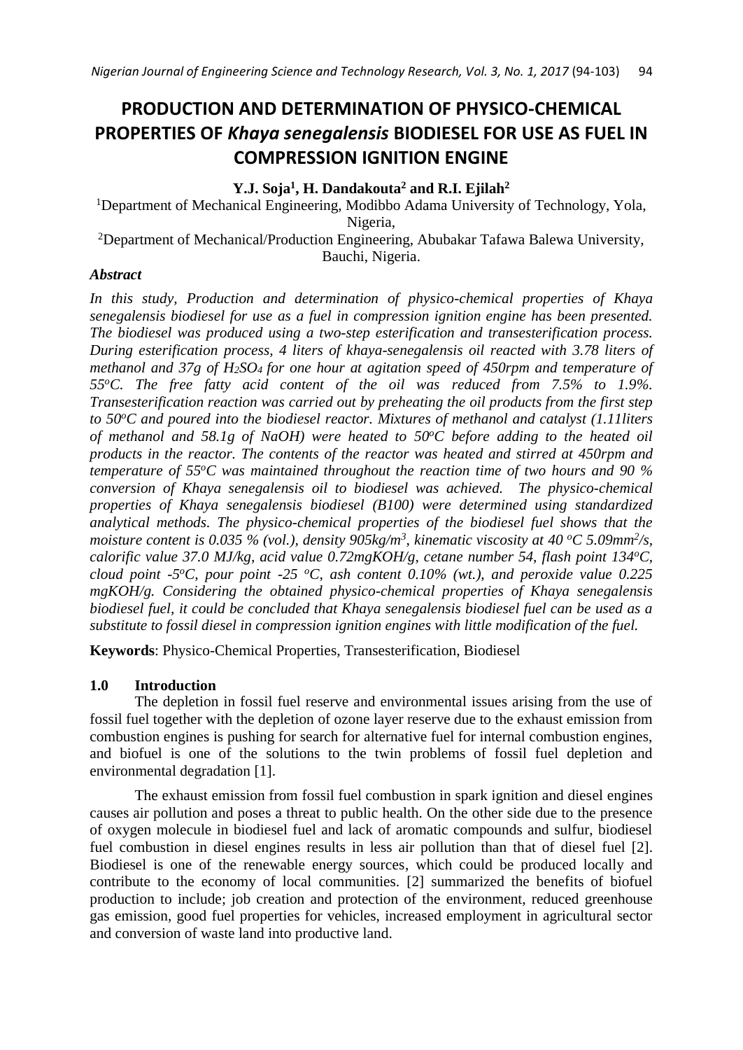# PRODUCTION AND DETERMINATION OF PHYSICO-CHEMICAL PROPERTIES OF *Khaya senegalensis* BIODIESEL FOR USE AS FUEL IN COMPRESSION IGNITION ENGINE

**Y.J. Soja[1], H. Dandakouta[2] and R.I. Ejilah[2]**

[1]Department of Mechanical Engineering, Modibbo Adama University of Technology, Yola, Nigeria,

[2]Department of Mechanical/Production Engineering, Abubakar Tafawa Balewa University, Bauchi, Nigeria.

### *Abstract*

*In this study, Production and determination of physico-chemical properties of Khaya senegalensis biodiesel for use as a fuel in compression ignition engine has been presented. The biodiesel was produced using a two-step esterification and transesterification process. During esterification process, 4 liters of khaya-senegalensis oil reacted with 3.78 liters of methanol and 37g of $H_2SO_4$ for one hour at agitation speed of 450rpm and temperature of 55°C. The free fatty acid content of the oil was reduced from 7.5% to 1.9%. Transesterification reaction was carried out by preheating the oil products from the first step to 50°C and poured into the biodiesel reactor. Mixtures of methanol and catalyst (1.11liters of methanol and 58.1g of NaOH) were heated to 50°C before adding to the heated oil products in the reactor. The contents of the reactor was heated and stirred at 450rpm and temperature of 55°C was maintained throughout the reaction time of two hours and 90 % conversion of Khaya senegalensis oil to biodiesel was achieved. The physico-chemical properties of Khaya senegalensis biodiesel (B100) were determined using standardized analytical methods. The physico-chemical properties of the biodiesel fuel shows that the moisture content is 0.035 % (vol.), density 905kg/m$^3$, kinematic viscosity at 40 °C 5.09mm$^2$/s, calorific value 37.0 MJ/kg, acid value 0.72mgKOH/g, cetane number 54, flash point 134°C, cloud point -5°C, pour point -25 °C, ash content 0.10% (wt.), and peroxide value 0.225 mgKOH/g. Considering the obtained physico-chemical properties of Khaya senegalensis biodiesel fuel, it could be concluded that Khaya senegalensis biodiesel fuel can be used as a substitute to fossil diesel in compression ignition engines with little modification of the fuel.*

**Keywords**: Physico-Chemical Properties, Transesterification, Biodiesel

## 1.0 Introduction

The depletion in fossil fuel reserve and environmental issues arising from the use of fossil fuel together with the depletion of ozone layer reserve due to the exhaust emission from combustion engines is pushing for search for alternative fuel for internal combustion engines, and biofuel is one of the solutions to the twin problems of fossil fuel depletion and environmental degradation [1].

The exhaust emission from fossil fuel combustion in spark ignition and diesel engines causes air pollution and poses a threat to public health. On the other side due to the presence of oxygen molecule in biodiesel fuel and lack of aromatic compounds and sulfur, biodiesel fuel combustion in diesel engines results in less air pollution than that of diesel fuel [2]. Biodiesel is one of the renewable energy sources, which could be produced locally and contribute to the economy of local communities. [2] summarized the benefits of biofuel production to include; job creation and protection of the environment, reduced greenhouse gas emission, good fuel properties for vehicles, increased employment in agricultural sector and conversion of waste land into productive land.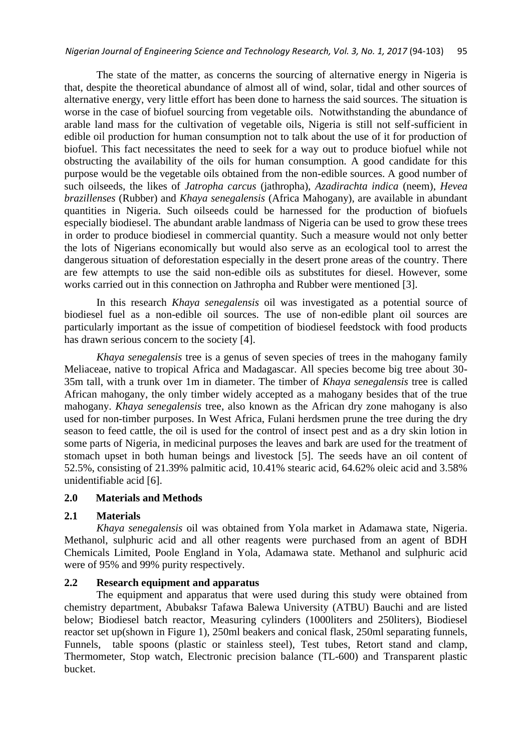The state of the matter, as concerns the sourcing of alternative energy in Nigeria is that, despite the theoretical abundance of almost all of wind, solar, tidal and other sources of alternative energy, very little effort has been done to harness the said sources. The situation is worse in the case of biofuel sourcing from vegetable oils. Notwithstanding the abundance of arable land mass for the cultivation of vegetable oils, Nigeria is still not self-sufficient in edible oil production for human consumption not to talk about the use of it for production of biofuel. This fact necessitates the need to seek for a way out to produce biofuel while not obstructing the availability of the oils for human consumption. A good candidate for this purpose would be the vegetable oils obtained from the non-edible sources. A good number of such oilseeds, the likes of *Jatropha carcus* (jathropha), *Azadirachta indica* (neem), *Hevea brazillenses* (Rubber) and *Khaya senegalensis* (Africa Mahogany), are available in abundant quantities in Nigeria. Such oilseeds could be harnessed for the production of biofuels especially biodiesel. The abundant arable landmass of Nigeria can be used to grow these trees in order to produce biodiesel in commercial quantity. Such a measure would not only better the lots of Nigerians economically but would also serve as an ecological tool to arrest the dangerous situation of deforestation especially in the desert prone areas of the country. There are few attempts to use the said non-edible oils as substitutes for diesel. However, some works carried out in this connection on Jathropha and Rubber were mentioned [3].

In this research *Khaya senegalensis* oil was investigated as a potential source of biodiesel fuel as a non-edible oil sources. The use of non-edible plant oil sources are particularly important as the issue of competition of biodiesel feedstock with food products has drawn serious concern to the society [4].

*Khaya senegalensis* tree is a genus of seven species of trees in the mahogany family Meliaceae, native to tropical Africa and Madagascar. All species become big tree about 30-35m tall, with a trunk over 1m in diameter. The timber of *Khaya senegalensis* tree is called African mahogany, the only timber widely accepted as a mahogany besides that of the true mahogany. *Khaya senegalensis* tree, also known as the African dry zone mahogany is also used for non-timber purposes. In West Africa, Fulani herdsmen prune the tree during the dry season to feed cattle, the oil is used for the control of insect pest and as a dry skin lotion in some parts of Nigeria, in medicinal purposes the leaves and bark are used for the treatment of stomach upset in both human beings and livestock [5]. The seeds have an oil content of 52.5%, consisting of 21.39% palmitic acid, 10.41% stearic acid, 64.62% oleic acid and 3.58% unidentifiable acid [6].

## 2.0 Materials and Methods

### 2.1 Materials

*Khaya senegalensis* oil was obtained from Yola market in Adamawa state, Nigeria. Methanol, sulphuric acid and all other reagents were purchased from an agent of BDH Chemicals Limited, Poole England in Yola, Adamawa state. Methanol and sulphuric acid were of 95% and 99% purity respectively.

### 2.2 Research equipment and apparatus

The equipment and apparatus that were used during this study were obtained from chemistry department, Abubaksr Tafawa Balewa University (ATBU) Bauchi and are listed below; Biodiesel batch reactor, Measuring cylinders (1000liters and 250liters), Biodiesel reactor set up(shown in Figure 1), 250ml beakers and conical flask, 250ml separating funnels, Funnels, table spoons (plastic or stainless steel), Test tubes, Retort stand and clamp, Thermometer, Stop watch, Electronic precision balance (TL-600) and Transparent plastic bucket.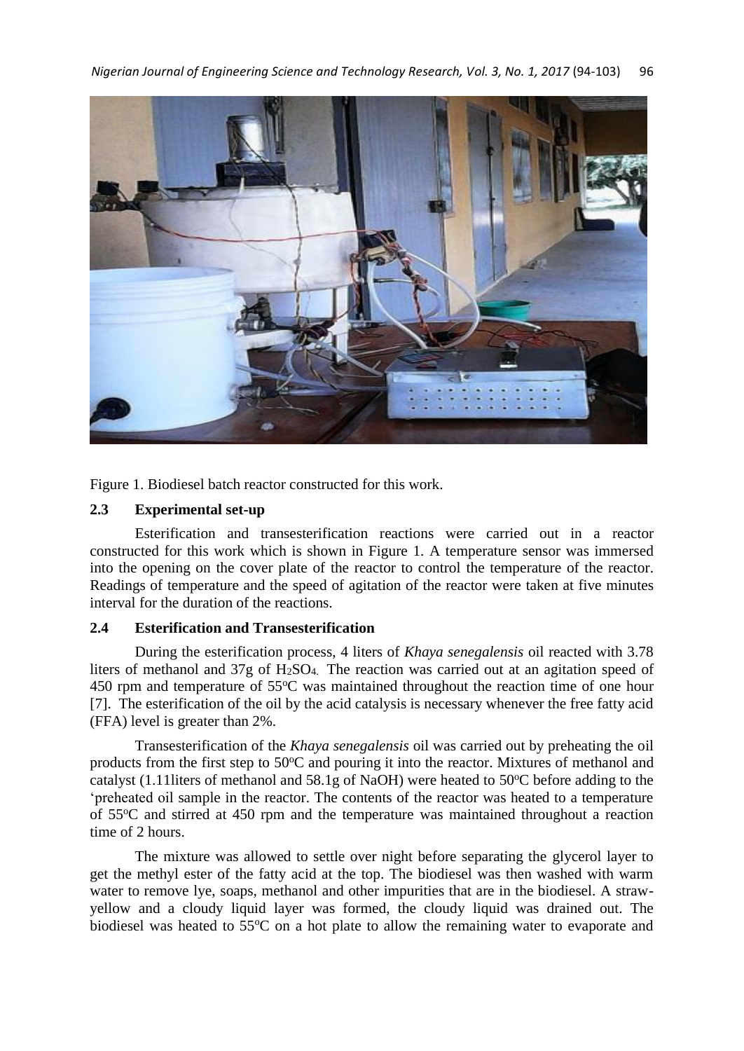Figure 1. Biodiesel batch reactor constructed for this work.

## 2.3 Experimental set-up

Esterification and transesterification reactions were carried out in a reactor constructed for this work which is shown in Figure 1. A temperature sensor was immersed into the opening on the cover plate of the reactor to control the temperature of the reactor. Readings of temperature and the speed of agitation of the reactor were taken at five minutes interval for the duration of the reactions.

## 2.4 Esterification and Transesterification

During the esterification process, 4 liters of *Khaya senegalensis* oil reacted with 3.78 liters of methanol and 37g of $H_2SO_4$. The reaction was carried out at an agitation speed of 450 rpm and temperature of 55$^oC$ was maintained throughout the reaction time of one hour [7]. The esterification of the oil by the acid catalysis is necessary whenever the free fatty acid (FFA) level is greater than 2%.

Transesterification of the *Khaya senegalensis* oil was carried out by preheating the oil products from the first step to 50$^oC$ and pouring it into the reactor. Mixtures of methanol and catalyst (1.11liters of methanol and 58.1g of NaOH) were heated to 50$^oC$ before adding to the 'preheated oil sample in the reactor. The contents of the reactor was heated to a temperature of 55$^oC$ and stirred at 450 rpm and the temperature was maintained throughout a reaction time of 2 hours.

The mixture was allowed to settle over night before separating the glycerol layer to get the methyl ester of the fatty acid at the top. The biodiesel was then washed with warm water to remove lye, soaps, methanol and other impurities that are in the biodiesel. A straw-yellow and a cloudy liquid layer was formed, the cloudy liquid was drained out. The biodiesel was heated to 55$^oC$ on a hot plate to allow the remaining water to evaporate and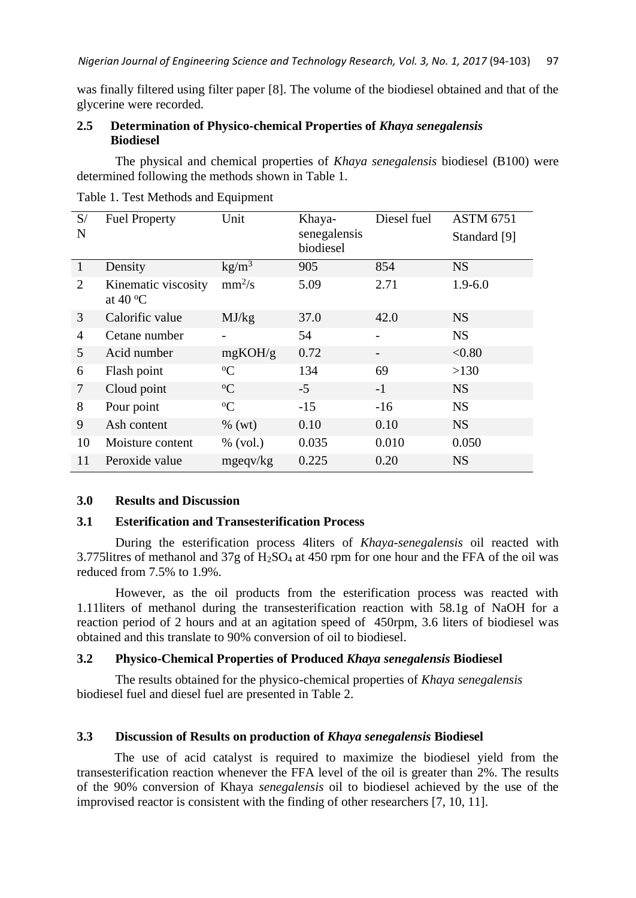was finally filtered using filter paper [8]. The volume of the biodiesel obtained and that of the glycerine were recorded.

### 2.5 Determination of Physico-chemical Properties of *Khaya senegalensis* Biodiesel

The physical and chemical properties of *Khaya senegalensis* biodiesel (B100) were determined following the methods shown in Table 1.

Table 1. Test Methods and Equipment

| S/N | Fuel Property | Unit | Khaya-senegalensis biodiesel | Diesel fuel | ASTM 6751 Standard [9] |
|---|---|---|---|---|---|
| 1 | Density | $kg/m^3$ | 905 | 854 | NS |
| 2 | Kinematic viscosity at 40 °C | $mm^2/s$ | 5.09 | 2.71 | 1.9-6.0 |
| 3 | Calorific value | MJ/kg | 37.0 | 42.0 | NS |
| 4 | Cetane number | - | 54 | - | NS |
| 5 | Acid number | mgKOH/g | 0.72 | - | <0.80 |
| 6 | Flash point | °C | 134 | 69 | >130 |
| 7 | Cloud point | °C | -5 | -1 | NS |
| 8 | Pour point | °C | -15 | -16 | NS |
| 9 | Ash content | % (wt) | 0.10 | 0.10 | NS |
| 10 | Moisture content | % (vol.) | 0.035 | 0.010 | 0.050 |
| 11 | Peroxide value | mgeqv/kg | 0.225 | 0.20 | NS |

## 3.0 Results and Discussion

### 3.1 Esterification and Transesterification Process

During the esterification process 4liters of *Khaya-senegalensis* oil reacted with 3.775litres of methanol and 37g of $H_2SO_4$ at 450 rpm for one hour and the FFA of the oil was reduced from 7.5% to 1.9%.

However, as the oil products from the esterification process was reacted with 1.11liters of methanol during the transesterification reaction with 58.1g of NaOH for a reaction period of 2 hours and at an agitation speed of 450rpm, 3.6 liters of biodiesel was obtained and this translate to 90% conversion of oil to biodiesel.

### 3.2 Physico-Chemical Properties of Produced *Khaya senegalensis* Biodiesel

The results obtained for the physico-chemical properties of *Khaya senegalensis* biodiesel fuel and diesel fuel are presented in Table 2.

### 3.3 Discussion of Results on production of *Khaya senegalensis* Biodiesel

The use of acid catalyst is required to maximize the biodiesel yield from the transesterification reaction whenever the FFA level of the oil is greater than 2%. The results of the 90% conversion of Khaya *senegalensis* oil to biodiesel achieved by the use of the improvised reactor is consistent with the finding of other researchers [7, 10, 11].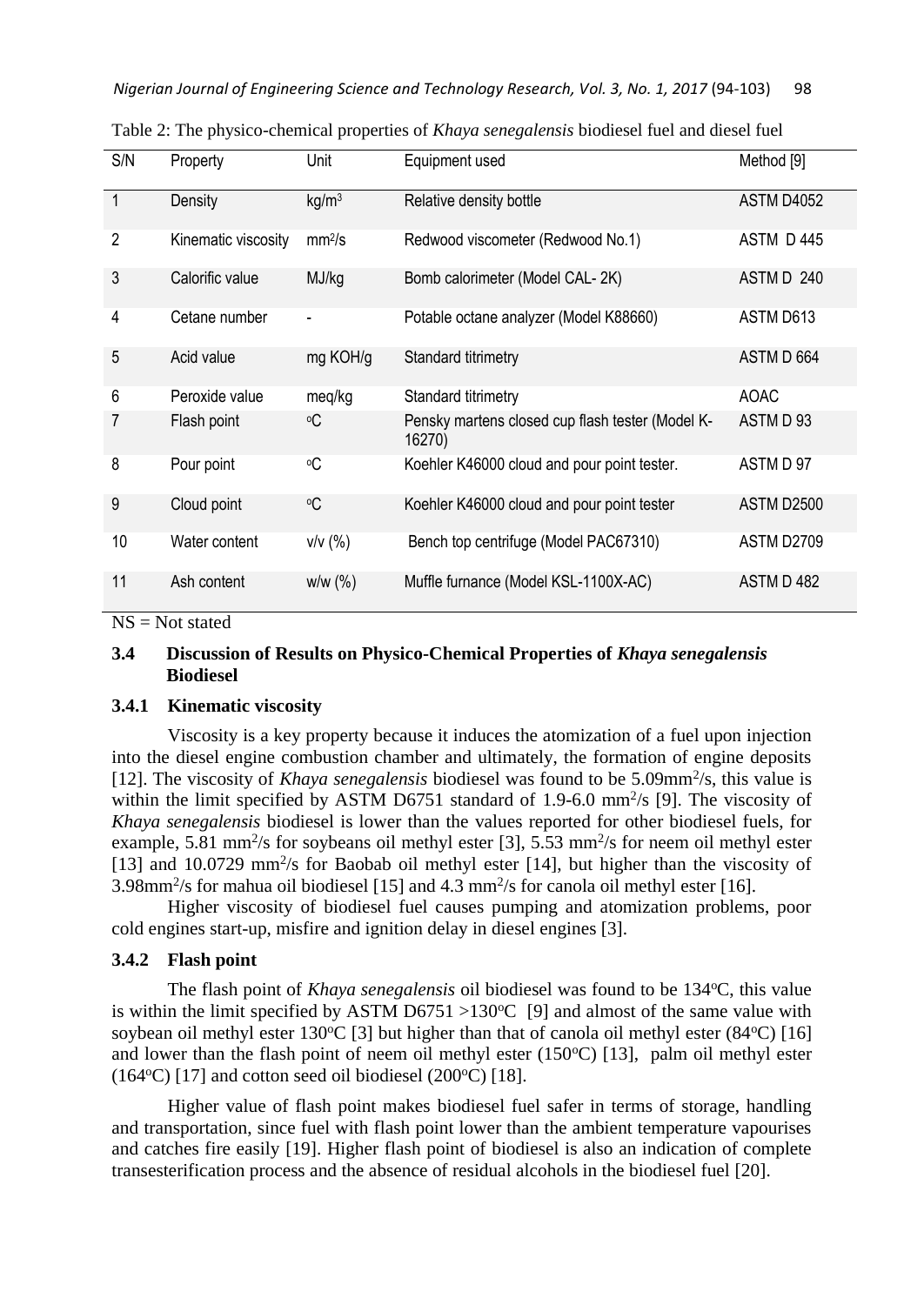Table 2: The physico-chemical properties of *Khaya senegalensis* biodiesel fuel and diesel fuel

| S/N | Property | Unit | Equipment used | Method [9] |
|---|---|---|---|---|
| 1 | Density | $kg/m^3$ | Relative density bottle | ASTM D4052 |
| 2 | Kinematic viscosity | $mm^2/s$ | Redwood viscometer (Redwood No.1) | ASTM D 445 |
| 3 | Calorific value | MJ/kg | Bomb calorimeter (Model CAL- 2K) | ASTM D 240 |
| 4 | Cetane number | - | Potable octane analyzer (Model K88660) | ASTM D613 |
| 5 | Acid value | mg KOH/g | Standard titrimetry | ASTM D 664 |
| 6 | Peroxide value | meq/kg | Standard titrimetry | AOAC |
| 7 | Flash point | $^oC$ | Pensky martens closed cup flash tester (Model K-16270) | ASTM D 93 |
| 8 | Pour point | $^oC$ | Koehler K46000 cloud and pour point tester. | ASTM D 97 |
| 9 | Cloud point | $^oC$ | Koehler K46000 cloud and pour point tester | ASTM D2500 |
| 10 | Water content | v/v (%) | Bench top centrifuge (Model PAC67310) | ASTM D2709 |
| 11 | Ash content | w/w (%) | Muffle furnance (Model KSL-1100X-AC) | ASTM D 482 |

NS = Not stated

### 3.4 Discussion of Results on Physico-Chemical Properties of *Khaya senegalensis* Biodiesel

#### 3.4.1 Kinematic viscosity

Viscosity is a key property because it induces the atomization of a fuel upon injection into the diesel engine combustion chamber and ultimately, the formation of engine deposits [12]. The viscosity of *Khaya senegalensis* biodiesel was found to be 5.09$mm^2/s$, this value is within the limit specified by ASTM D6751 standard of 1.9-6.0 $mm^2/s$ [9]. The viscosity of *Khaya senegalensis* biodiesel is lower than the values reported for other biodiesel fuels, for example, 5.81 $mm^2/s$ for soybeans oil methyl ester [3], 5.53 $mm^2/s$ for neem oil methyl ester [13] and 10.0729 $mm^2/s$ for Baobab oil methyl ester [14], but higher than the viscosity of 3.98$mm^2/s$ for mahua oil biodiesel [15] and 4.3 $mm^2/s$ for canola oil methyl ester [16].

Higher viscosity of biodiesel fuel causes pumping and atomization problems, poor cold engines start-up, misfire and ignition delay in diesel engines [3].

#### 3.4.2 Flash point

The flash point of *Khaya senegalensis* oil biodiesel was found to be 134$^oC$, this value is within the limit specified by ASTM D6751 >130$^oC$ [9] and almost of the same value with soybean oil methyl ester 130$^oC$ [3] but higher than that of canola oil methyl ester (84$^oC$) [16] and lower than the flash point of neem oil methyl ester (150$^oC$) [13], palm oil methyl ester (164$^oC$) [17] and cotton seed oil biodiesel (200$^oC$) [18].

Higher value of flash point makes biodiesel fuel safer in terms of storage, handling and transportation, since fuel with flash point lower than the ambient temperature vapourises and catches fire easily [19]. Higher flash point of biodiesel is also an indication of complete transesterification process and the absence of residual alcohols in the biodiesel fuel [20].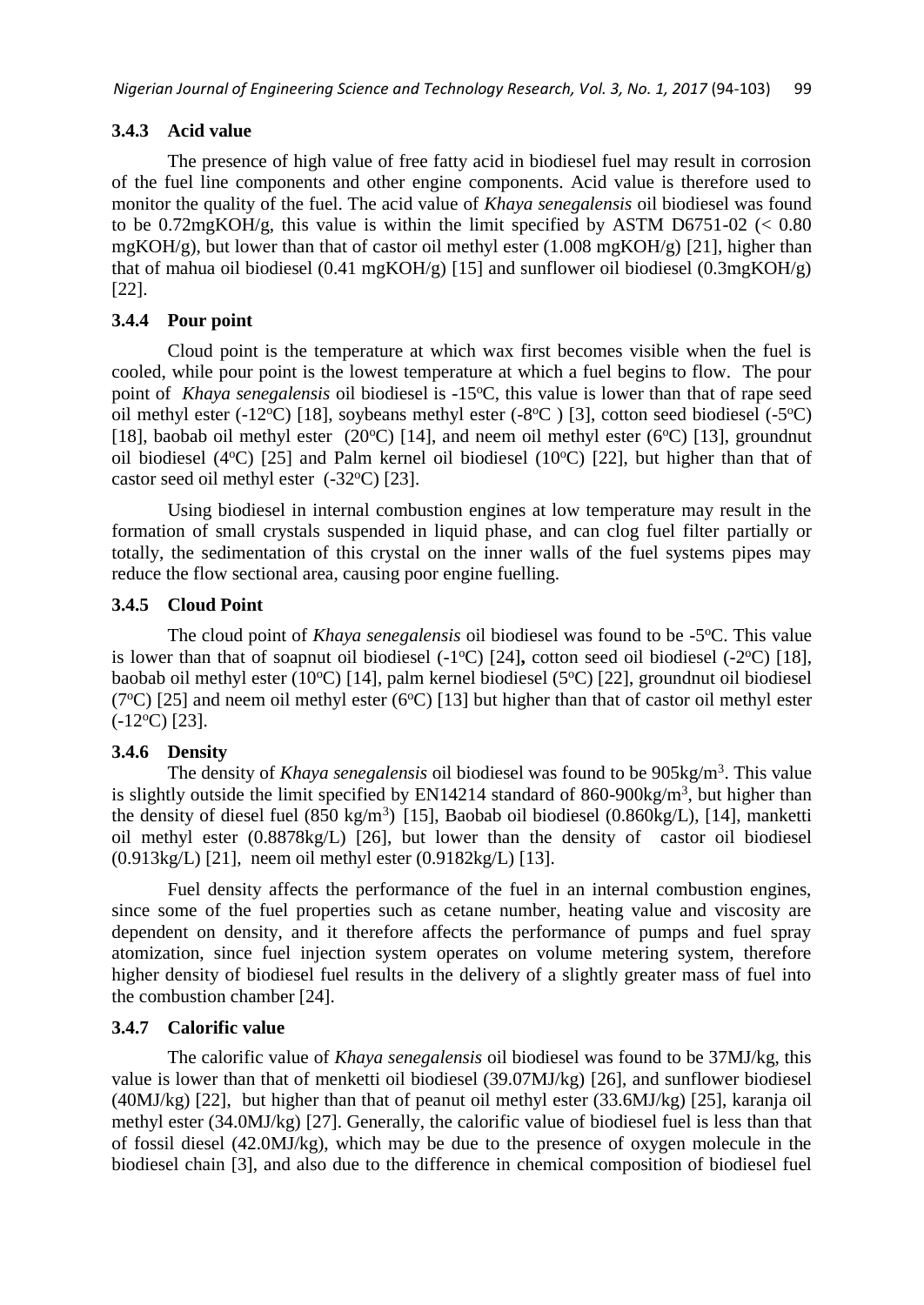### 3.4.3 Acid value

The presence of high value of free fatty acid in biodiesel fuel may result in corrosion of the fuel line components and other engine components. Acid value is therefore used to monitor the quality of the fuel. The acid value of *Khaya senegalensis* oil biodiesel was found to be 0.72mgKOH/g, this value is within the limit specified by ASTM D6751-02 (< 0.80 mgKOH/g), but lower than that of castor oil methyl ester (1.008 mgKOH/g) [21], higher than that of mahua oil biodiesel (0.41 mgKOH/g) [15] and sunflower oil biodiesel (0.3mgKOH/g) [22].

### 3.4.4 Pour point

Cloud point is the temperature at which wax first becomes visible when the fuel is cooled, while pour point is the lowest temperature at which a fuel begins to flow. The pour point of *Khaya senegalensis* oil biodiesel is -15°C, this value is lower than that of rape seed oil methyl ester (-12°C) [18], soybeans methyl ester (-8°C ) [3], cotton seed biodiesel (-5°C) [18], baobab oil methyl ester (20°C) [14], and neem oil methyl ester (6°C) [13], groundnut oil biodiesel (4°C) [25] and Palm kernel oil biodiesel (10°C) [22], but higher than that of castor seed oil methyl ester (-32°C) [23].

Using biodiesel in internal combustion engines at low temperature may result in the formation of small crystals suspended in liquid phase, and can clog fuel filter partially or totally, the sedimentation of this crystal on the inner walls of the fuel systems pipes may reduce the flow sectional area, causing poor engine fuelling.

### 3.4.5 Cloud Point

The cloud point of *Khaya senegalensis* oil biodiesel was found to be -5°C. This value is lower than that of soapnut oil biodiesel (-1°C) [24], cotton seed oil biodiesel (-2°C) [18], baobab oil methyl ester (10°C) [14], palm kernel biodiesel (5°C) [22], groundnut oil biodiesel (7°C) [25] and neem oil methyl ester (6°C) [13] but higher than that of castor oil methyl ester (-12°C) [23].

### 3.4.6 Density

The density of *Khaya senegalensis* oil biodiesel was found to be 905kg/m$^3$. This value is slightly outside the limit specified by EN14214 standard of 860-900kg/m$^3$, but higher than the density of diesel fuel (850 kg/m$^3$) [15], Baobab oil biodiesel (0.860kg/L), [14], manketti oil methyl ester (0.8878kg/L) [26], but lower than the density of castor oil biodiesel (0.913kg/L) [21], neem oil methyl ester (0.9182kg/L) [13].

Fuel density affects the performance of the fuel in an internal combustion engines, since some of the fuel properties such as cetane number, heating value and viscosity are dependent on density, and it therefore affects the performance of pumps and fuel spray atomization, since fuel injection system operates on volume metering system, therefore higher density of biodiesel fuel results in the delivery of a slightly greater mass of fuel into the combustion chamber [24].

### 3.4.7 Calorific value

The calorific value of *Khaya senegalensis* oil biodiesel was found to be 37MJ/kg, this value is lower than that of menketti oil biodiesel (39.07MJ/kg) [26], and sunflower biodiesel (40MJ/kg) [22], but higher than that of peanut oil methyl ester (33.6MJ/kg) [25], karanja oil methyl ester (34.0MJ/kg) [27]. Generally, the calorific value of biodiesel fuel is less than that of fossil diesel (42.0MJ/kg), which may be due to the presence of oxygen molecule in the biodiesel chain [3], and also due to the difference in chemical composition of biodiesel fuel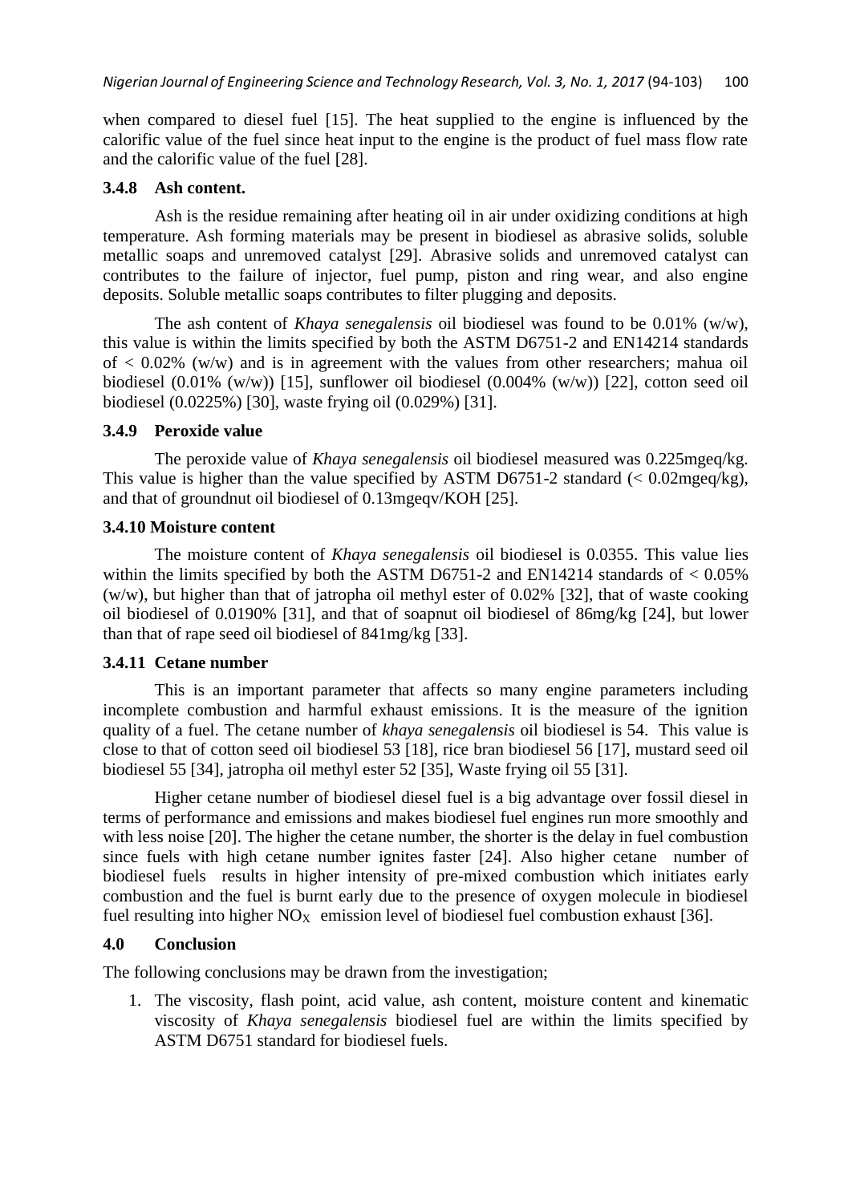when compared to diesel fuel [15]. The heat supplied to the engine is influenced by the calorific value of the fuel since heat input to the engine is the product of fuel mass flow rate and the calorific value of the fuel [28].

### 3.4.8 Ash content.

Ash is the residue remaining after heating oil in air under oxidizing conditions at high temperature. Ash forming materials may be present in biodiesel as abrasive solids, soluble metallic soaps and unremoved catalyst [29]. Abrasive solids and unremoved catalyst can contributes to the failure of injector, fuel pump, piston and ring wear, and also engine deposits. Soluble metallic soaps contributes to filter plugging and deposits.

The ash content of *Khaya senegalensis* oil biodiesel was found to be 0.01% (w/w), this value is within the limits specified by both the ASTM D6751-2 and EN14214 standards of < 0.02% (w/w) and is in agreement with the values from other researchers; mahua oil biodiesel (0.01% (w/w)) [15], sunflower oil biodiesel (0.004% (w/w)) [22], cotton seed oil biodiesel (0.0225%) [30], waste frying oil (0.029%) [31].

### 3.4.9 Peroxide value

The peroxide value of *Khaya senegalensis* oil biodiesel measured was 0.225mgeq/kg. This value is higher than the value specified by ASTM D6751-2 standard (< 0.02mgeq/kg), and that of groundnut oil biodiesel of 0.13mgeqv/KOH [25].

### 3.4.10 Moisture content

The moisture content of *Khaya senegalensis* oil biodiesel is 0.0355. This value lies within the limits specified by both the ASTM D6751-2 and EN14214 standards of < 0.05% (w/w), but higher than that of jatropha oil methyl ester of 0.02% [32], that of waste cooking oil biodiesel of 0.0190% [31], and that of soapnut oil biodiesel of 86mg/kg [24], but lower than that of rape seed oil biodiesel of 841mg/kg [33].

### 3.4.11 Cetane number

This is an important parameter that affects so many engine parameters including incomplete combustion and harmful exhaust emissions. It is the measure of the ignition quality of a fuel. The cetane number of *khaya senegalensis* oil biodiesel is 54. This value is close to that of cotton seed oil biodiesel 53 [18], rice bran biodiesel 56 [17], mustard seed oil biodiesel 55 [34], jatropha oil methyl ester 52 [35], Waste frying oil 55 [31].

Higher cetane number of biodiesel diesel fuel is a big advantage over fossil diesel in terms of performance and emissions and makes biodiesel fuel engines run more smoothly and with less noise [20]. The higher the cetane number, the shorter is the delay in fuel combustion since fuels with high cetane number ignites faster [24]. Also higher cetane number of biodiesel fuels results in higher intensity of pre-mixed combustion which initiates early combustion and the fuel is burnt early due to the presence of oxygen molecule in biodiesel fuel resulting into higher $NO_X$ emission level of biodiesel fuel combustion exhaust [36].

## 4.0 Conclusion

The following conclusions may be drawn from the investigation;

1. The viscosity, flash point, acid value, ash content, moisture content and kinematic viscosity of *Khaya senegalensis* biodiesel fuel are within the limits specified by ASTM D6751 standard for biodiesel fuels.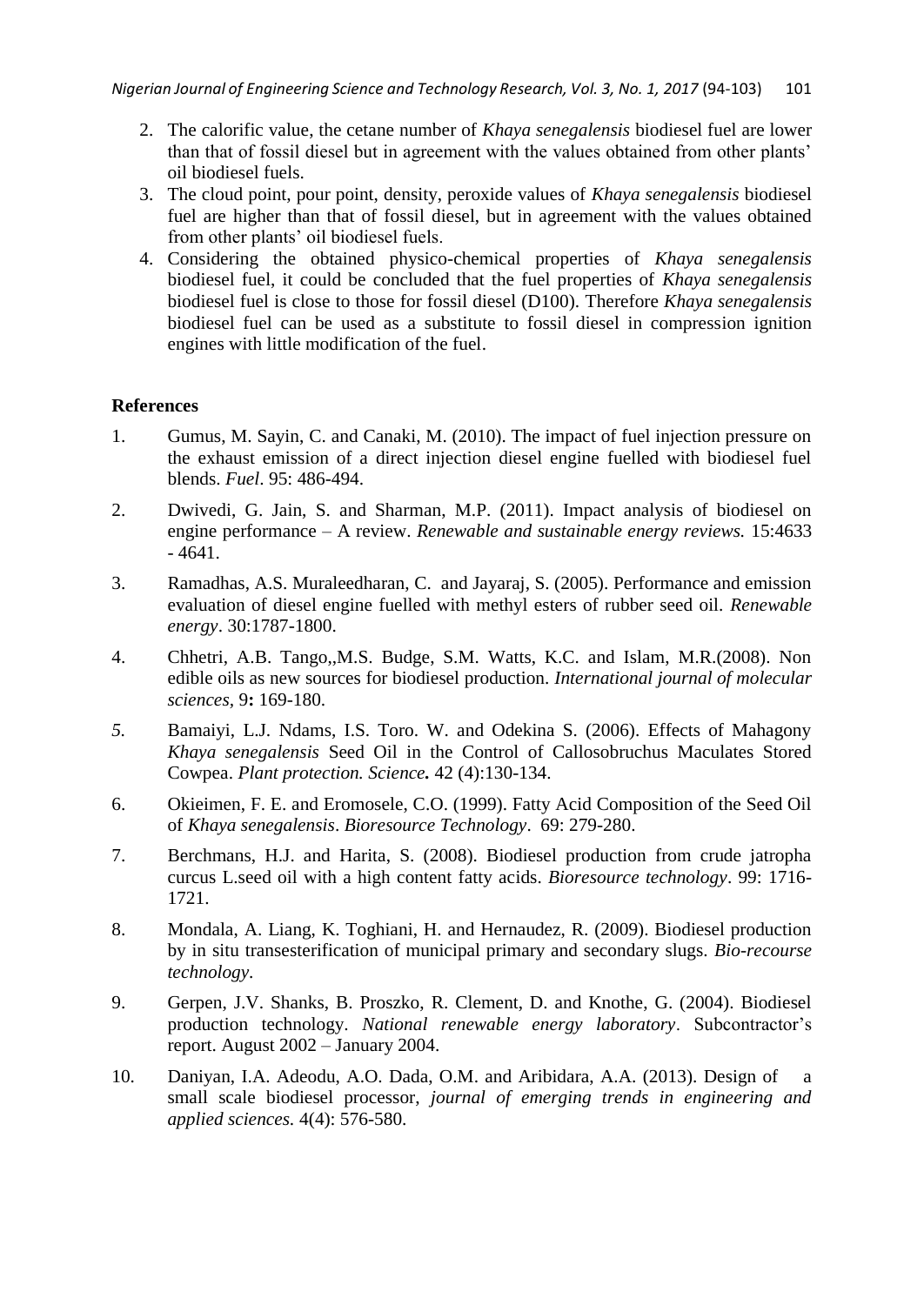2. The calorific value, the cetane number of *Khaya senegalensis* biodiesel fuel are lower than that of fossil diesel but in agreement with the values obtained from other plants' oil biodiesel fuels.
3. The cloud point, pour point, density, peroxide values of *Khaya senegalensis* biodiesel fuel are higher than that of fossil diesel, but in agreement with the values obtained from other plants' oil biodiesel fuels.
4. Considering the obtained physico-chemical properties of *Khaya senegalensis* biodiesel fuel, it could be concluded that the fuel properties of *Khaya senegalensis* biodiesel fuel is close to those for fossil diesel (D100). Therefore *Khaya senegalensis* biodiesel fuel can be used as a substitute to fossil diesel in compression ignition engines with little modification of the fuel.

## References

1. Gumus, M. Sayin, C. and Canaki, M. (2010). The impact of fuel injection pressure on the exhaust emission of a direct injection diesel engine fuelled with biodiesel fuel blends. *Fuel*. 95: 486-494.
2. Dwivedi, G. Jain, S. and Sharman, M.P. (2011). Impact analysis of biodiesel on engine performance – A review. *Renewable and sustainable energy reviews.* 15:4633 - 4641.
3. Ramadhas, A.S. Muraleedharan, C. and Jayaraj, S. (2005). Performance and emission evaluation of diesel engine fuelled with methyl esters of rubber seed oil. *Renewable energy*. 30:1787-1800.
4. Chhetri, A.B. Tango,,M.S. Budge, S.M. Watts, K.C. and Islam, M.R.(2008). Non edible oils as new sources for biodiesel production. *International journal of molecular sciences*, 9**:** 169-180.
5. Bamaiyi, L.J. Ndams, I.S. Toro. W. and Odekina S. (2006). Effects of Mahagony *Khaya senegalensis* Seed Oil in the Control of Callosobruchus Maculates Stored Cowpea. *Plant protection. Science.* 42 (4):130-134.
6. Okieimen, F. E. and Eromosele, C.O. (1999). Fatty Acid Composition of the Seed Oil of *Khaya senegalensis*. *Bioresource Technology*. 69: 279-280.
7. Berchmans, H.J. and Harita, S. (2008). Biodiesel production from crude jatropha curcus L.seed oil with a high content fatty acids. *Bioresource technology*. 99: 1716-1721.
8. Mondala, A. Liang, K. Toghiani, H. and Hernaudez, R. (2009). Biodiesel production by in situ transesterification of municipal primary and secondary slugs. *Bio-recourse technology*.
9. Gerpen, J.V. Shanks, B. Proszko, R. Clement, D. and Knothe, G. (2004). Biodiesel production technology. *National renewable energy laboratory*. Subcontractor's report. August 2002 – January 2004.
10. Daniyan, I.A. Adeodu, A.O. Dada, O.M. and Aribidara, A.A. (2013). Design of a small scale biodiesel processor, *journal of emerging trends in engineering and applied sciences.* 4(4): 576-580.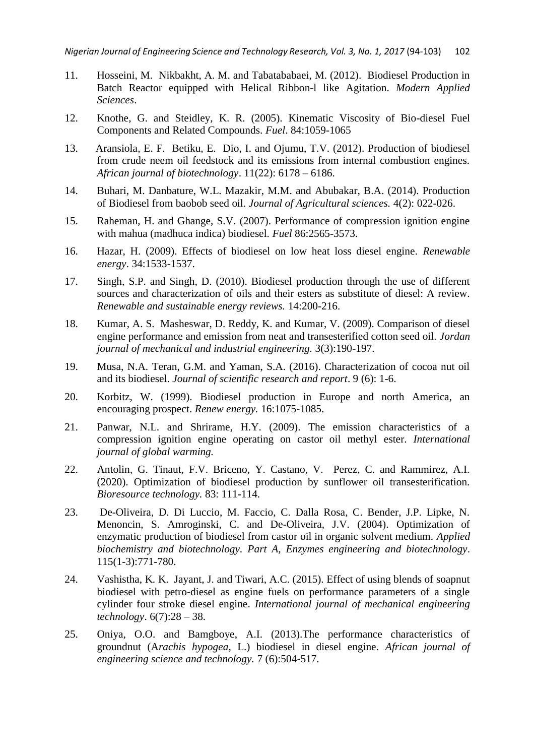11. Hosseini, M. Nikbakht, A. M. and Tabatababaei, M. (2012). Biodiesel Production in Batch Reactor equipped with Helical Ribbon-l like Agitation. *Modern Applied Sciences*.

12. Knothe, G. and Steidley, K. R. (2005). Kinematic Viscosity of Bio-diesel Fuel Components and Related Compounds. *Fuel*. 84:1059-1065

13. Aransiola, E. F. Betiku, E. Dio, I. and Ojumu, T.V. (2012). Production of biodiesel from crude neem oil feedstock and its emissions from internal combustion engines. *African journal of biotechnology*. 11(22): 6178 – 6186.

14. Buhari, M. Danbature, W.L. Mazakir, M.M. and Abubakar, B.A. (2014). Production of Biodiesel from baobob seed oil. *Journal of Agricultural sciences.* 4(2): 022-026.

15. Raheman, H. and Ghange, S.V. (2007). Performance of compression ignition engine with mahua (madhuca indica) biodiesel. *Fuel* 86:2565-3573.

16. Hazar, H. (2009). Effects of biodiesel on low heat loss diesel engine. *Renewable energy*. 34:1533-1537.

17. Singh, S.P. and Singh, D. (2010). Biodiesel production through the use of different sources and characterization of oils and their esters as substitute of diesel: A review. *Renewable and sustainable energy reviews.* 14:200-216.

18. Kumar, A. S. Masheswar, D. Reddy, K. and Kumar, V. (2009). Comparison of diesel engine performance and emission from neat and transesterified cotton seed oil. *Jordan journal of mechanical and industrial engineering.* 3(3):190-197.

19. Musa, N.A. Teran, G.M. and Yaman, S.A. (2016). Characterization of cocoa nut oil and its biodiesel. *Journal of scientific research and report*. 9 (6): 1-6.

20. Korbitz, W. (1999). Biodiesel production in Europe and north America, an encouraging prospect. *Renew energy.* 16:1075-1085.

21. Panwar, N.L. and Shrirame, H.Y. (2009). The emission characteristics of a compression ignition engine operating on castor oil methyl ester. *International journal of global warming.*

22. Antolin, G. Tinaut, F.V. Briceno, Y. Castano, V. Perez, C. and Rammirez, A.I. (2020). Optimization of biodiesel production by sunflower oil transesterification. *Bioresource technology.* 83: 111-114.

23. De-Oliveira, D. Di Luccio, M. Faccio, C. Dalla Rosa, C. Bender, J.P. Lipke, N. Menoncin, S. Amroginski, C. and De-Oliveira, J.V. (2004). Optimization of enzymatic production of biodiesel from castor oil in organic solvent medium. *Applied biochemistry and biotechnology. Part A, Enzymes engineering and biotechnology*. 115(1-3):771-780.

24. Vashistha, K. K. Jayant, J. and Tiwari, A.C. (2015). Effect of using blends of soapnut biodiesel with petro-diesel as engine fuels on performance parameters of a single cylinder four stroke diesel engine. *International journal of mechanical engineering technology*. 6(7):28 – 38.

25. Oniya, O.O. and Bamgboye, A.I. (2013).The performance characteristics of groundnut (A*rachis hypogea*, L.) biodiesel in diesel engine. *African journal of engineering science and technology.* 7 (6):504-517.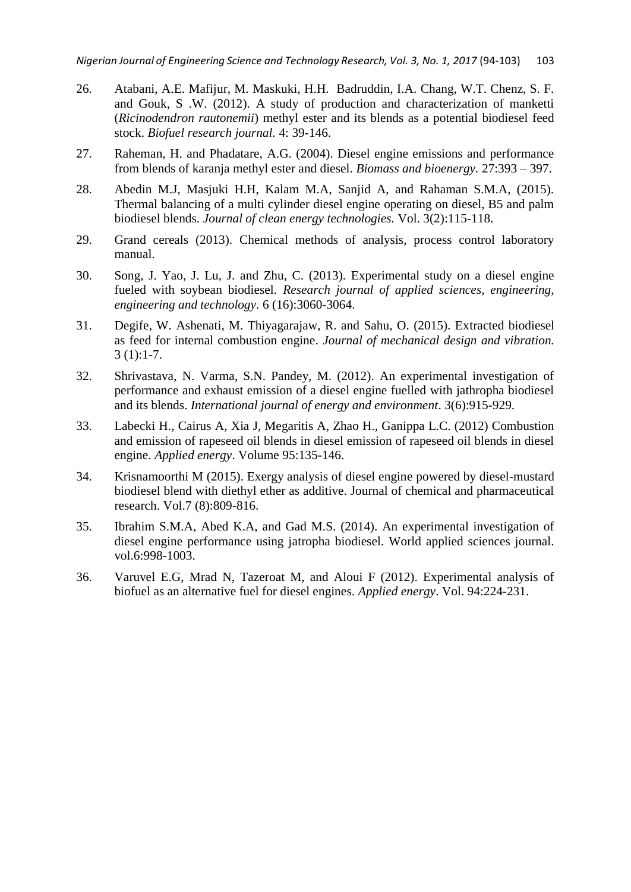26. Atabani, A.E. Mafijur, M. Maskuki, H.H. Badruddin, I.A. Chang, W.T. Chenz, S. F. and Gouk, S .W. (2012). A study of production and characterization of manketti (*Ricinodendron rautonemii*) methyl ester and its blends as a potential biodiesel feed stock. *Biofuel research journal.* 4: 39-146.

27. Raheman, H. and Phadatare, A.G. (2004). Diesel engine emissions and performance from blends of karanja methyl ester and diesel. *Biomass and bioenergy*. 27:393 – 397.

28. Abedin M.J, Masjuki H.H, Kalam M.A, Sanjid A, and Rahaman S.M.A, (2015). Thermal balancing of a multi cylinder diesel engine operating on diesel, B5 and palm biodiesel blends. *Journal of clean energy technologies.* Vol. 3(2):115-118.

29. Grand cereals (2013). Chemical methods of analysis, process control laboratory manual.

30. Song, J. Yao, J. Lu, J. and Zhu, C. (2013). Experimental study on a diesel engine fueled with soybean biodiesel. *Research journal of applied sciences, engineering, engineering and technology*. 6 (16):3060-3064.

31. Degife, W. Ashenati, M. Thiyagarajaw, R. and Sahu, O. (2015). Extracted biodiesel as feed for internal combustion engine. *Journal of mechanical design and vibration.* 3 (1):1-7.

32. Shrivastava, N. Varma, S.N. Pandey, M. (2012). An experimental investigation of performance and exhaust emission of a diesel engine fuelled with jathropha biodiesel and its blends. *International journal of energy and environment*. 3(6):915-929.

33. Labecki H., Cairus A, Xia J, Megaritis A, Zhao H., Ganippa L.C. (2012) Combustion and emission of rapeseed oil blends in diesel emission of rapeseed oil blends in diesel engine. *Applied energy*. Volume 95:135-146.

34. Krisnamoorthi M (2015). Exergy analysis of diesel engine powered by diesel-mustard biodiesel blend with diethyl ether as additive. Journal of chemical and pharmaceutical research. Vol.7 (8):809-816.

35. Ibrahim S.M.A, Abed K.A, and Gad M.S. (2014). An experimental investigation of diesel engine performance using jatropha biodiesel. World applied sciences journal. vol.6:998-1003.

36. Varuvel E.G, Mrad N, Tazeroat M, and Aloui F (2012). Experimental analysis of biofuel as an alternative fuel for diesel engines. *Applied energy*. Vol. 94:224-231.